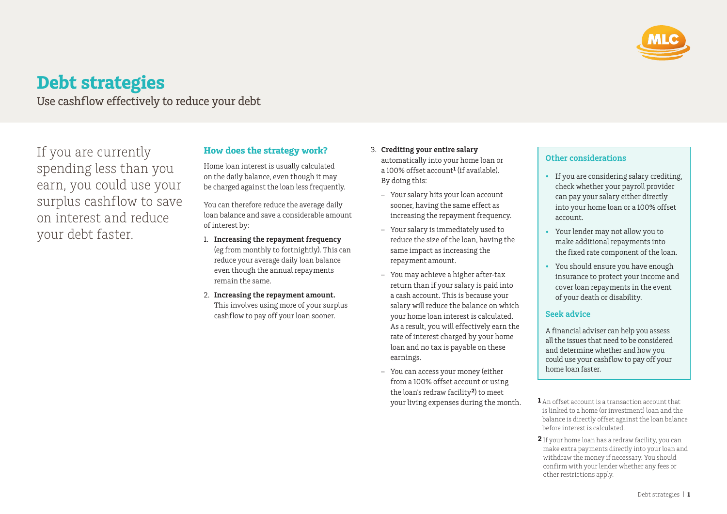# Debt strategies

Use cashflow effectively to reduce your debt

If you are currently spending less than you earn, you could use your surplus cashflow to save on interest and reduce your debt faster.

## How does the strategy work?

Home loan interest is usually calculated on the daily balance, even though it may be charged against the loan less frequently.

You can therefore reduce the average daily loan balance and save a considerable amount of interest by:

1. **Increasing the repayment frequency** (eg from monthly to fortnightly). This can reduce your average daily loan balance even though the annual repayments remain the same.
2. **Increasing the repayment amount.** This involves using more of your surplus cashflow to pay off your loan sooner.
3. **Crediting your entire salary** automatically into your home loan or a 100% offset account[1] (if available). By doing this:
   - Your salary hits your loan account sooner, having the same effect as increasing the repayment frequency.
   - Your salary is immediately used to reduce the size of the loan, having the same impact as increasing the repayment amount.
   - You may achieve a higher after-tax return than if your salary is paid into a cash account. This is because your salary will reduce the balance on which your home loan interest is calculated. As a result, you will effectively earn the rate of interest charged by your home loan and no tax is payable on these earnings.
   - You can access your money (either from a 100% offset account or using the loan's redraw facility[2]) to meet your living expenses during the month.

## Other considerations

- If you are considering salary crediting, check whether your payroll provider can pay your salary either directly into your home loan or a 100% offset account.
- Your lender may not allow you to make additional repayments into the fixed rate component of the loan.
- You should ensure you have enough insurance to protect your income and cover loan repayments in the event of your death or disability.

## Seek advice

A financial adviser can help you assess all the issues that need to be considered and determine whether and how you could use your cashflow to pay off your home loan faster.

[1] An offset account is a transaction account that is linked to a home (or investment) loan and the balance is directly offset against the loan balance before interest is calculated.

[2] If your home loan has a redraw facility, you can make extra payments directly into your loan and withdraw the money if necessary. You should confirm with your lender whether any fees or other restrictions apply.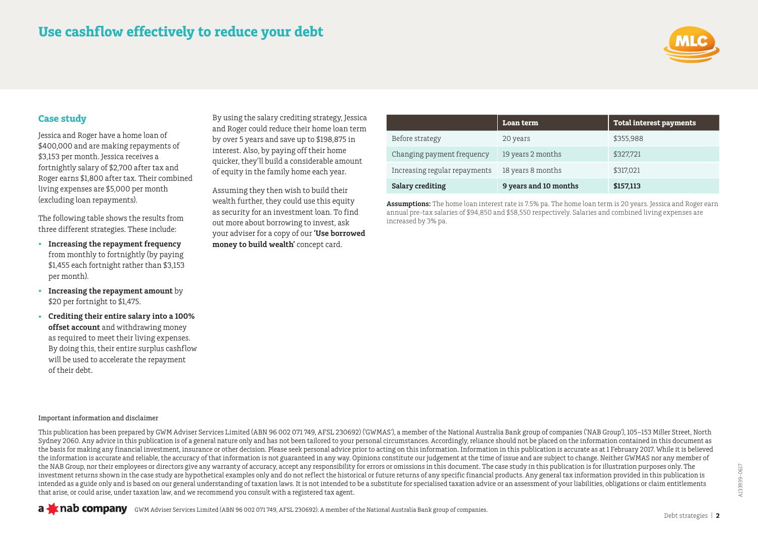# Use cashflow effectively to reduce your debt

## Case study

Jessica and Roger have a home loan of $400,000 and are making repayments of $3,153 per month. Jessica receives a fortnightly salary of $2,700 after tax and Roger earns $1,800 after tax. Their combined living expenses are $5,000 per month (excluding loan repayments).

The following table shows the results from three different strategies. These include:

- **Increasing the repayment frequency** from monthly to fortnightly (by paying $1,455 each fortnight rather than $3,153 per month).
- **Increasing the repayment amount** by $20 per fortnight to $1,475.
- **Crediting their entire salary into a 100% offset account** and withdrawing money as required to meet their living expenses. By doing this, their entire surplus cashflow will be used to accelerate the repayment of their debt.

By using the salary crediting strategy, Jessica and Roger could reduce their home loan term by over 5 years and save up to $198,875 in interest. Also, by paying off their home quicker, they'll build a considerable amount of equity in the family home each year.

Assuming they then wish to build their wealth further, they could use this equity as security for an investment loan. To find out more about borrowing to invest, ask your adviser for a copy of our **'Use borrowed money to build wealth'** concept card.

| | Loan term | Total interest payments |
|---|---|---|
| Before strategy | 20 years | $355,988 |
| Changing payment frequency | 19 years 2 months | $327,721 |
| Increasing regular repayments | 18 years 8 months | $317,021 |
| **Salary crediting** | **9 years and 10 months** | **$157,113** |

**Assumptions:** The home loan interest rate is 7.5% pa. The home loan term is 20 years. Jessica and Roger earn annual pre-tax salaries of $94,850 and $58,550 respectively. Salaries and combined living expenses are increased by 3% pa.

Important information and disclaimer

This publication has been prepared by GWM Adviser Services Limited (ABN 96 002 071 749, AFSL 230692) ('GWMAS'), a member of the National Australia Bank group of companies ('NAB Group'), 105–153 Miller Street, North Sydney 2060. Any advice in this publication is of a general nature only and has not been tailored to your personal circumstances. Accordingly, reliance should not be placed on the information contained in this document as the basis for making any financial investment, insurance or other decision. Please seek personal advice prior to acting on this information. Information in this publication is accurate as at 1 February 2017. While it is believed the information is accurate and reliable, the accuracy of that information is not guaranteed in any way. Opinions constitute our judgement at the time of issue and are subject to change. Neither GWMAS nor any member of the NAB Group, nor their employees or directors give any warranty of accuracy, accept any responsibility for errors or omissions in this document. The case study in this publication is for illustration purposes only. The investment returns shown in the case study are hypothetical examples only and do not reflect the historical or future returns of any specific financial products. Any general tax information provided in this publication is intended as a guide only and is based on our general understanding of taxation laws. It is not intended to be a substitute for specialised taxation advice or an assessment of your liabilities, obligations or claim entitlements that arise, or could arise, under taxation law, and we recommend you consult with a registered tax agent.

a nab company GWM Adviser Services Limited (ABN 96 002 071 749, AFSL 230692). A member of the National Australia Bank group of companies.

A133939-0617